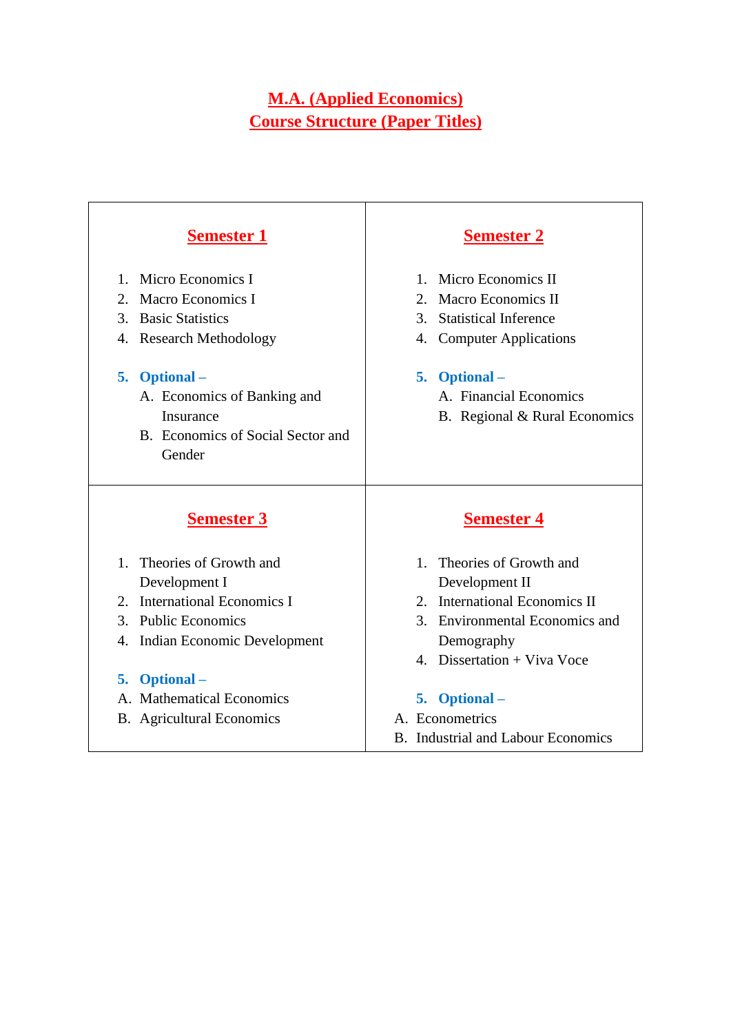# M.A. (Applied Economics)
# Course Structure (Paper Titles)

## Semester 1

1. Micro Economics I
2. Macro Economics I
3. Basic Statistics
4. Research Methodology

5. **Optional –**
   A. Economics of Banking and Insurance
   B. Economics of Social Sector and Gender

## Semester 2

1. Micro Economics II
2. Macro Economics II
3. Statistical Inference
4. Computer Applications

5. **Optional –**
   A. Financial Economics
   B. Regional & Rural Economics

## Semester 3

1. Theories of Growth and Development I
2. International Economics I
3. Public Economics
4. Indian Economic Development

5. **Optional –**
   A. Mathematical Economics
   B. Agricultural Economics

## Semester 4

1. Theories of Growth and Development II
2. International Economics II
3. Environmental Economics and Demography
4. Dissertation + Viva Voce

5. **Optional –**
   A. Econometrics
   B. Industrial and Labour Economics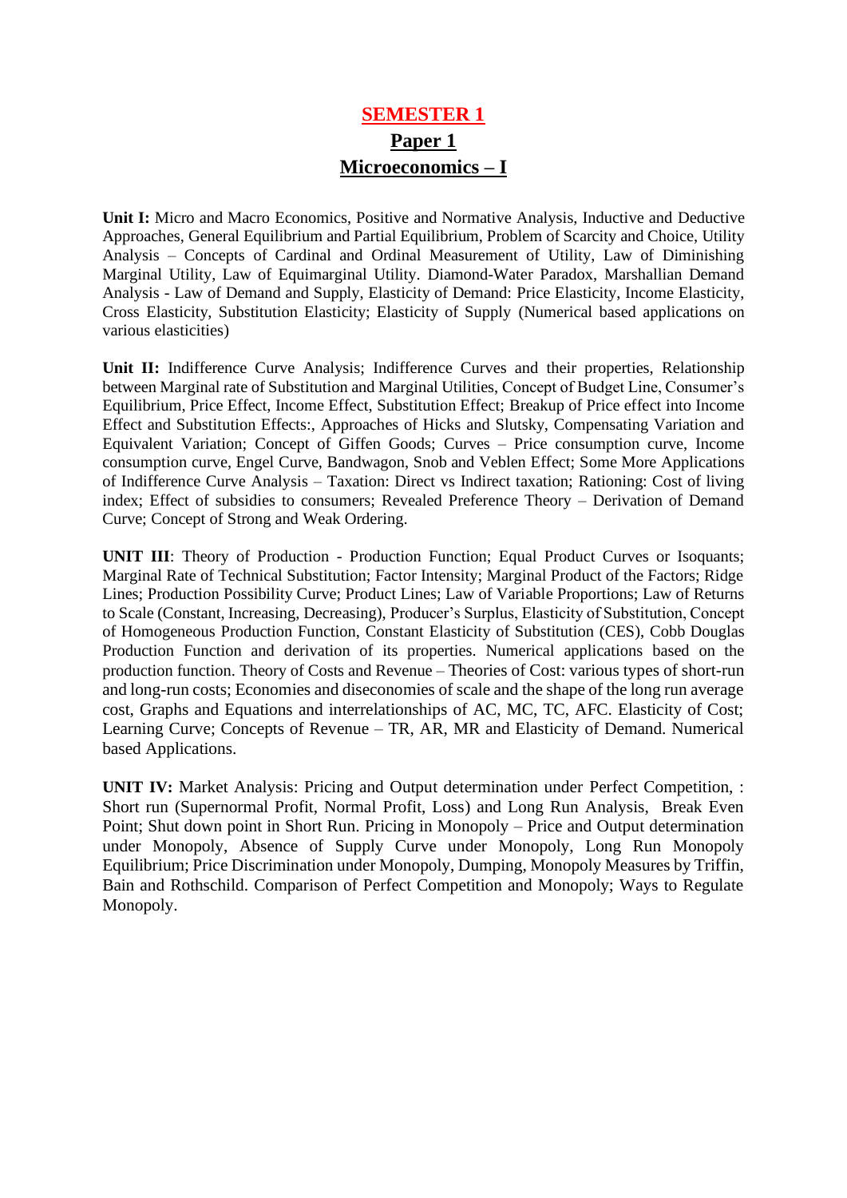# SEMESTER 1

## Paper 1

## Microeconomics – I

**Unit I:** Micro and Macro Economics, Positive and Normative Analysis, Inductive and Deductive Approaches, General Equilibrium and Partial Equilibrium, Problem of Scarcity and Choice, Utility Analysis – Concepts of Cardinal and Ordinal Measurement of Utility, Law of Diminishing Marginal Utility, Law of Equimarginal Utility. Diamond-Water Paradox, Marshallian Demand Analysis - Law of Demand and Supply, Elasticity of Demand: Price Elasticity, Income Elasticity, Cross Elasticity, Substitution Elasticity; Elasticity of Supply (Numerical based applications on various elasticities)

**Unit II:** Indifference Curve Analysis; Indifference Curves and their properties, Relationship between Marginal rate of Substitution and Marginal Utilities, Concept of Budget Line, Consumer's Equilibrium, Price Effect, Income Effect, Substitution Effect; Breakup of Price effect into Income Effect and Substitution Effects:, Approaches of Hicks and Slutsky, Compensating Variation and Equivalent Variation; Concept of Giffen Goods; Curves – Price consumption curve, Income consumption curve, Engel Curve, Bandwagon, Snob and Veblen Effect; Some More Applications of Indifference Curve Analysis – Taxation: Direct vs Indirect taxation; Rationing: Cost of living index; Effect of subsidies to consumers; Revealed Preference Theory – Derivation of Demand Curve; Concept of Strong and Weak Ordering.

**UNIT III**: Theory of Production - Production Function; Equal Product Curves or Isoquants; Marginal Rate of Technical Substitution; Factor Intensity; Marginal Product of the Factors; Ridge Lines; Production Possibility Curve; Product Lines; Law of Variable Proportions; Law of Returns to Scale (Constant, Increasing, Decreasing), Producer's Surplus, Elasticity of Substitution, Concept of Homogeneous Production Function, Constant Elasticity of Substitution (CES), Cobb Douglas Production Function and derivation of its properties. Numerical applications based on the production function. Theory of Costs and Revenue – Theories of Cost: various types of short-run and long-run costs; Economies and diseconomies of scale and the shape of the long run average cost, Graphs and Equations and interrelationships of AC, MC, TC, AFC. Elasticity of Cost; Learning Curve; Concepts of Revenue – TR, AR, MR and Elasticity of Demand. Numerical based Applications.

**UNIT IV:** Market Analysis: Pricing and Output determination under Perfect Competition, : Short run (Supernormal Profit, Normal Profit, Loss) and Long Run Analysis, Break Even Point; Shut down point in Short Run. Pricing in Monopoly – Price and Output determination under Monopoly, Absence of Supply Curve under Monopoly, Long Run Monopoly Equilibrium; Price Discrimination under Monopoly, Dumping, Monopoly Measures by Triffin, Bain and Rothschild. Comparison of Perfect Competition and Monopoly; Ways to Regulate Monopoly.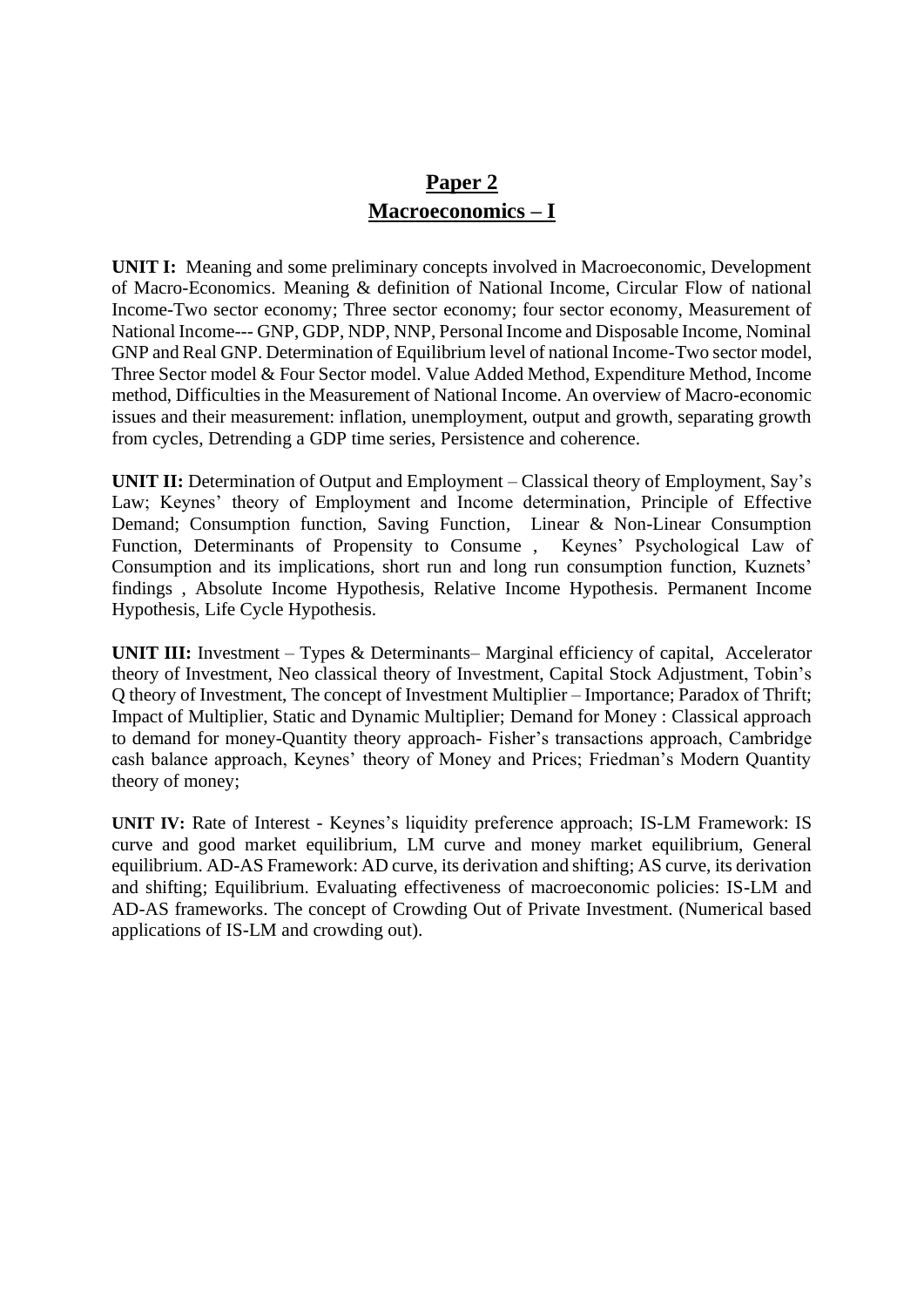# Paper 2
## Macroeconomics – I

**UNIT I:** Meaning and some preliminary concepts involved in Macroeconomic, Development of Macro-Economics. Meaning & definition of National Income, Circular Flow of national Income-Two sector economy; Three sector economy; four sector economy, Measurement of National Income--- GNP, GDP, NDP, NNP, Personal Income and Disposable Income, Nominal GNP and Real GNP. Determination of Equilibrium level of national Income-Two sector model, Three Sector model & Four Sector model. Value Added Method, Expenditure Method, Income method, Difficulties in the Measurement of National Income. An overview of Macro-economic issues and their measurement: inflation, unemployment, output and growth, separating growth from cycles, Detrending a GDP time series, Persistence and coherence.

**UNIT II:** Determination of Output and Employment – Classical theory of Employment, Say's Law; Keynes' theory of Employment and Income determination, Principle of Effective Demand; Consumption function, Saving Function, Linear & Non-Linear Consumption Function, Determinants of Propensity to Consume , Keynes' Psychological Law of Consumption and its implications, short run and long run consumption function, Kuznets' findings , Absolute Income Hypothesis, Relative Income Hypothesis. Permanent Income Hypothesis, Life Cycle Hypothesis.

**UNIT III:** Investment – Types & Determinants– Marginal efficiency of capital, Accelerator theory of Investment, Neo classical theory of Investment, Capital Stock Adjustment, Tobin's Q theory of Investment, The concept of Investment Multiplier – Importance; Paradox of Thrift; Impact of Multiplier, Static and Dynamic Multiplier; Demand for Money : Classical approach to demand for money-Quantity theory approach- Fisher's transactions approach, Cambridge cash balance approach, Keynes' theory of Money and Prices; Friedman's Modern Quantity theory of money;

**UNIT IV:** Rate of Interest - Keynes's liquidity preference approach; IS-LM Framework: IS curve and good market equilibrium, LM curve and money market equilibrium, General equilibrium. AD-AS Framework: AD curve, its derivation and shifting; AS curve, its derivation and shifting; Equilibrium. Evaluating effectiveness of macroeconomic policies: IS-LM and AD-AS frameworks. The concept of Crowding Out of Private Investment. (Numerical based applications of IS-LM and crowding out).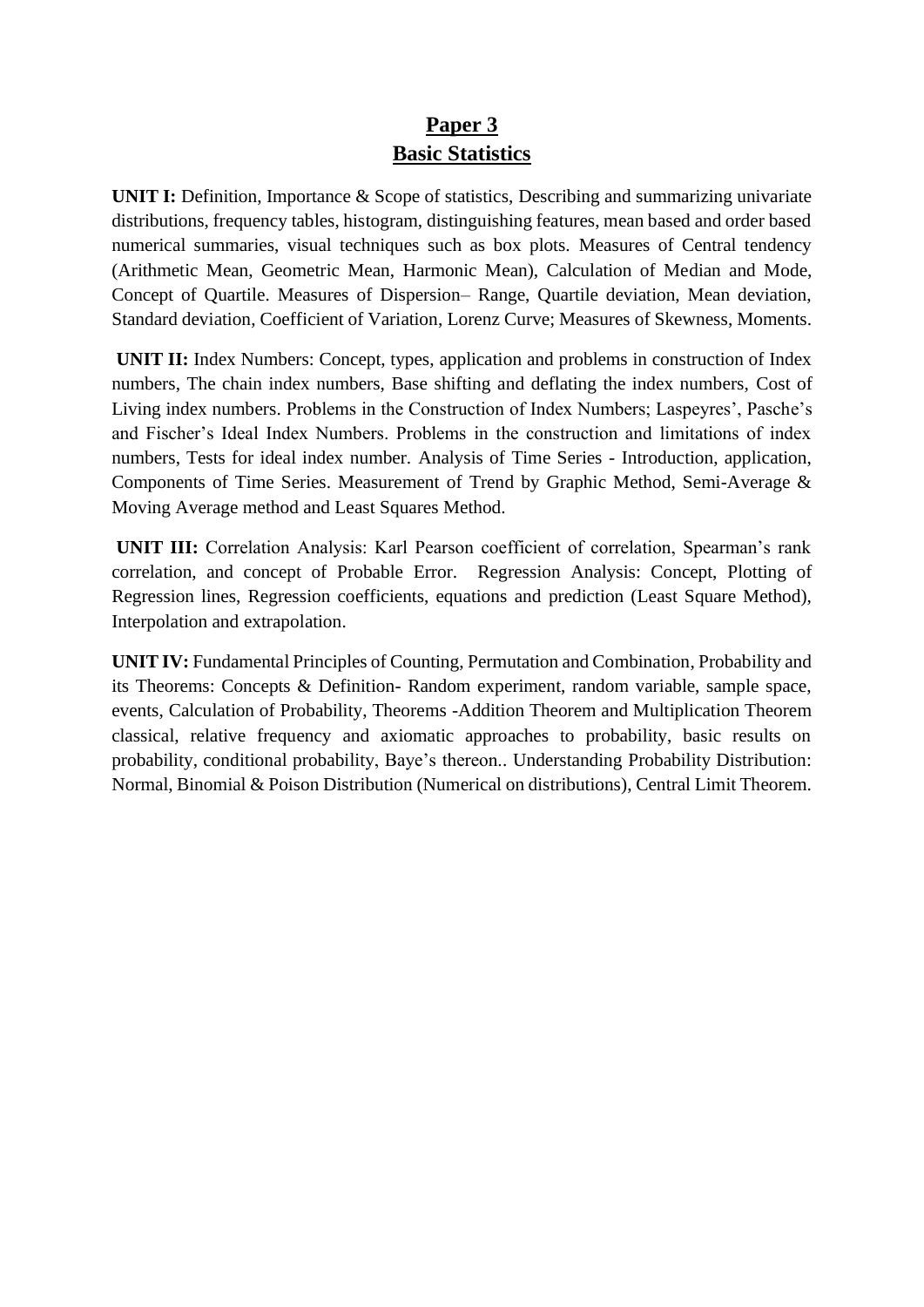# Paper 3
# Basic Statistics

**UNIT I:** Definition, Importance & Scope of statistics, Describing and summarizing univariate distributions, frequency tables, histogram, distinguishing features, mean based and order based numerical summaries, visual techniques such as box plots. Measures of Central tendency (Arithmetic Mean, Geometric Mean, Harmonic Mean), Calculation of Median and Mode, Concept of Quartile. Measures of Dispersion– Range, Quartile deviation, Mean deviation, Standard deviation, Coefficient of Variation, Lorenz Curve; Measures of Skewness, Moments.

**UNIT II:** Index Numbers: Concept, types, application and problems in construction of Index numbers, The chain index numbers, Base shifting and deflating the index numbers, Cost of Living index numbers. Problems in the Construction of Index Numbers; Laspeyres', Pasche's and Fischer's Ideal Index Numbers. Problems in the construction and limitations of index numbers, Tests for ideal index number. Analysis of Time Series - Introduction, application, Components of Time Series. Measurement of Trend by Graphic Method, Semi-Average & Moving Average method and Least Squares Method.

**UNIT III:** Correlation Analysis: Karl Pearson coefficient of correlation, Spearman's rank correlation, and concept of Probable Error. Regression Analysis: Concept, Plotting of Regression lines, Regression coefficients, equations and prediction (Least Square Method), Interpolation and extrapolation.

**UNIT IV:** Fundamental Principles of Counting, Permutation and Combination, Probability and its Theorems: Concepts & Definition- Random experiment, random variable, sample space, events, Calculation of Probability, Theorems -Addition Theorem and Multiplication Theorem classical, relative frequency and axiomatic approaches to probability, basic results on probability, conditional probability, Baye's thereon.. Understanding Probability Distribution: Normal, Binomial & Poison Distribution (Numerical on distributions), Central Limit Theorem.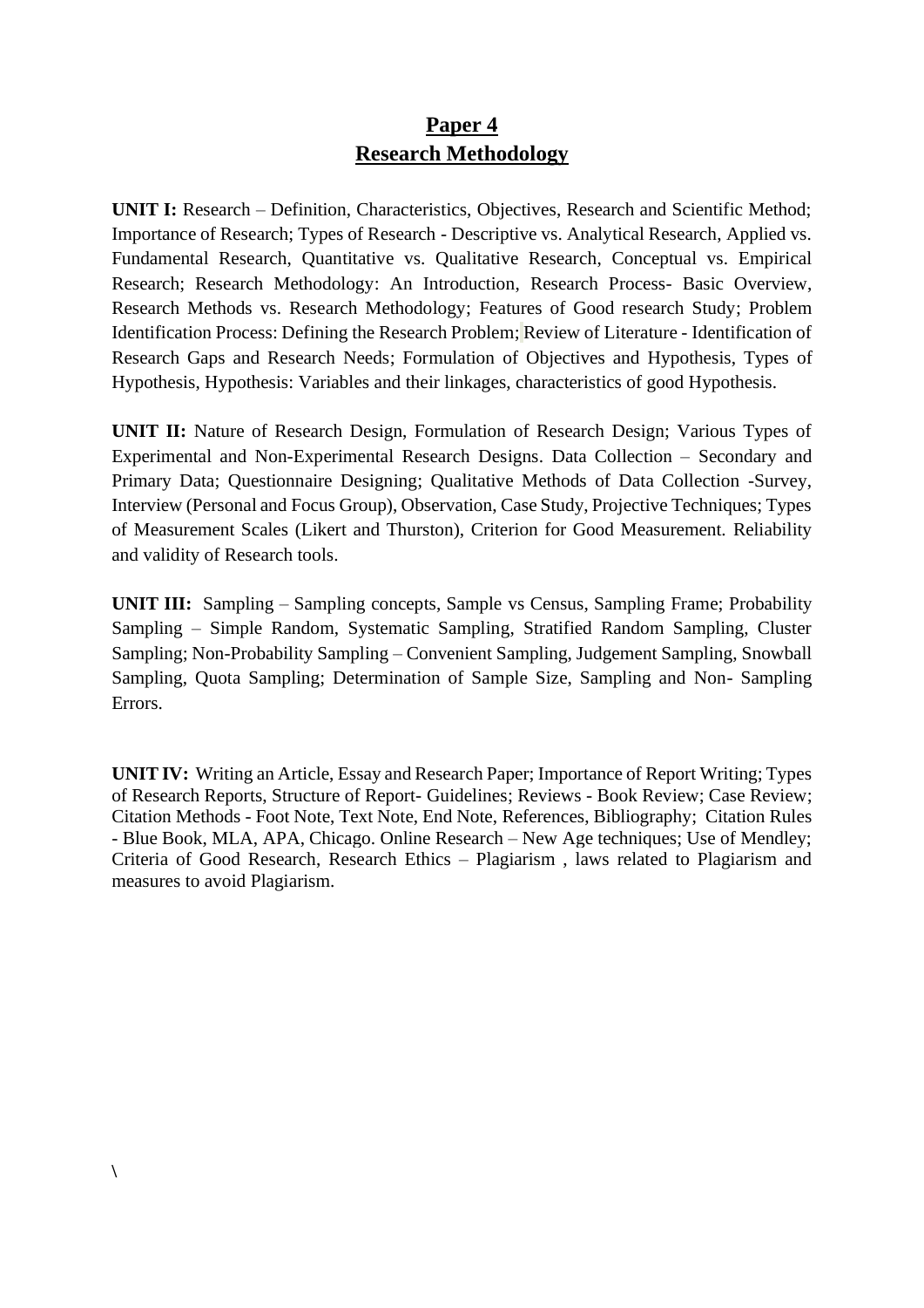# Paper 4
# Research Methodology

**UNIT I:** Research – Definition, Characteristics, Objectives, Research and Scientific Method; Importance of Research; Types of Research - Descriptive vs. Analytical Research, Applied vs. Fundamental Research, Quantitative vs. Qualitative Research, Conceptual vs. Empirical Research; Research Methodology: An Introduction, Research Process- Basic Overview, Research Methods vs. Research Methodology; Features of Good research Study; Problem Identification Process: Defining the Research Problem; Review of Literature - Identification of Research Gaps and Research Needs; Formulation of Objectives and Hypothesis, Types of Hypothesis, Hypothesis: Variables and their linkages, characteristics of good Hypothesis.

**UNIT II:** Nature of Research Design, Formulation of Research Design; Various Types of Experimental and Non-Experimental Research Designs. Data Collection – Secondary and Primary Data; Questionnaire Designing; Qualitative Methods of Data Collection -Survey, Interview (Personal and Focus Group), Observation, Case Study, Projective Techniques; Types of Measurement Scales (Likert and Thurston), Criterion for Good Measurement. Reliability and validity of Research tools.

**UNIT III:** Sampling – Sampling concepts, Sample vs Census, Sampling Frame; Probability Sampling – Simple Random, Systematic Sampling, Stratified Random Sampling, Cluster Sampling; Non-Probability Sampling – Convenient Sampling, Judgement Sampling, Snowball Sampling, Quota Sampling; Determination of Sample Size, Sampling and Non- Sampling Errors.

**UNIT IV:** Writing an Article, Essay and Research Paper; Importance of Report Writing; Types of Research Reports, Structure of Report- Guidelines; Reviews - Book Review; Case Review; Citation Methods - Foot Note, Text Note, End Note, References, Bibliography; Citation Rules - Blue Book, MLA, APA, Chicago. Online Research – New Age techniques; Use of Mendley; Criteria of Good Research, Research Ethics – Plagiarism , laws related to Plagiarism and measures to avoid Plagiarism.

\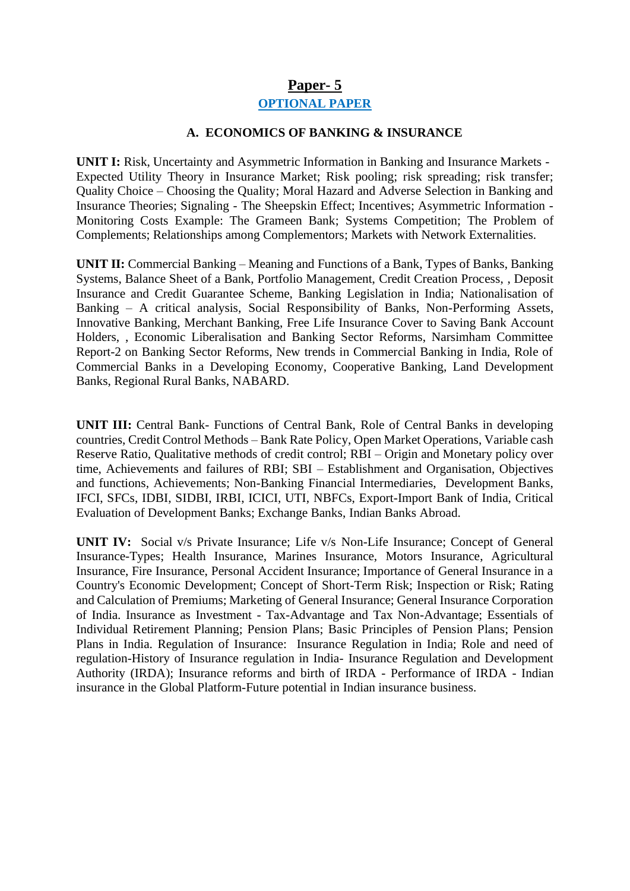# Paper- 5

## OPTIONAL PAPER

### A. ECONOMICS OF BANKING & INSURANCE

**UNIT I:** Risk, Uncertainty and Asymmetric Information in Banking and Insurance Markets - Expected Utility Theory in Insurance Market; Risk pooling; risk spreading; risk transfer; Quality Choice – Choosing the Quality; Moral Hazard and Adverse Selection in Banking and Insurance Theories; Signaling - The Sheepskin Effect; Incentives; Asymmetric Information - Monitoring Costs Example: The Grameen Bank; Systems Competition; The Problem of Complements; Relationships among Complementors; Markets with Network Externalities.

**UNIT II:** Commercial Banking – Meaning and Functions of a Bank, Types of Banks, Banking Systems, Balance Sheet of a Bank, Portfolio Management, Credit Creation Process, , Deposit Insurance and Credit Guarantee Scheme, Banking Legislation in India; Nationalisation of Banking – A critical analysis, Social Responsibility of Banks, Non-Performing Assets, Innovative Banking, Merchant Banking, Free Life Insurance Cover to Saving Bank Account Holders, , Economic Liberalisation and Banking Sector Reforms, Narsimham Committee Report-2 on Banking Sector Reforms, New trends in Commercial Banking in India, Role of Commercial Banks in a Developing Economy, Cooperative Banking, Land Development Banks, Regional Rural Banks, NABARD.

**UNIT III:** Central Bank- Functions of Central Bank, Role of Central Banks in developing countries, Credit Control Methods – Bank Rate Policy, Open Market Operations, Variable cash Reserve Ratio, Qualitative methods of credit control; RBI – Origin and Monetary policy over time, Achievements and failures of RBI; SBI – Establishment and Organisation, Objectives and functions, Achievements; Non-Banking Financial Intermediaries, Development Banks, IFCI, SFCs, IDBI, SIDBI, IRBI, ICICI, UTI, NBFCs, Export-Import Bank of India, Critical Evaluation of Development Banks; Exchange Banks, Indian Banks Abroad.

**UNIT IV:** Social v/s Private Insurance; Life v/s Non-Life Insurance; Concept of General Insurance-Types; Health Insurance, Marines Insurance, Motors Insurance, Agricultural Insurance, Fire Insurance, Personal Accident Insurance; Importance of General Insurance in a Country's Economic Development; Concept of Short-Term Risk; Inspection or Risk; Rating and Calculation of Premiums; Marketing of General Insurance; General Insurance Corporation of India. Insurance as Investment - Tax-Advantage and Tax Non-Advantage; Essentials of Individual Retirement Planning; Pension Plans; Basic Principles of Pension Plans; Pension Plans in India. Regulation of Insurance: Insurance Regulation in India; Role and need of regulation-History of Insurance regulation in India- Insurance Regulation and Development Authority (IRDA); Insurance reforms and birth of IRDA - Performance of IRDA - Indian insurance in the Global Platform-Future potential in Indian insurance business.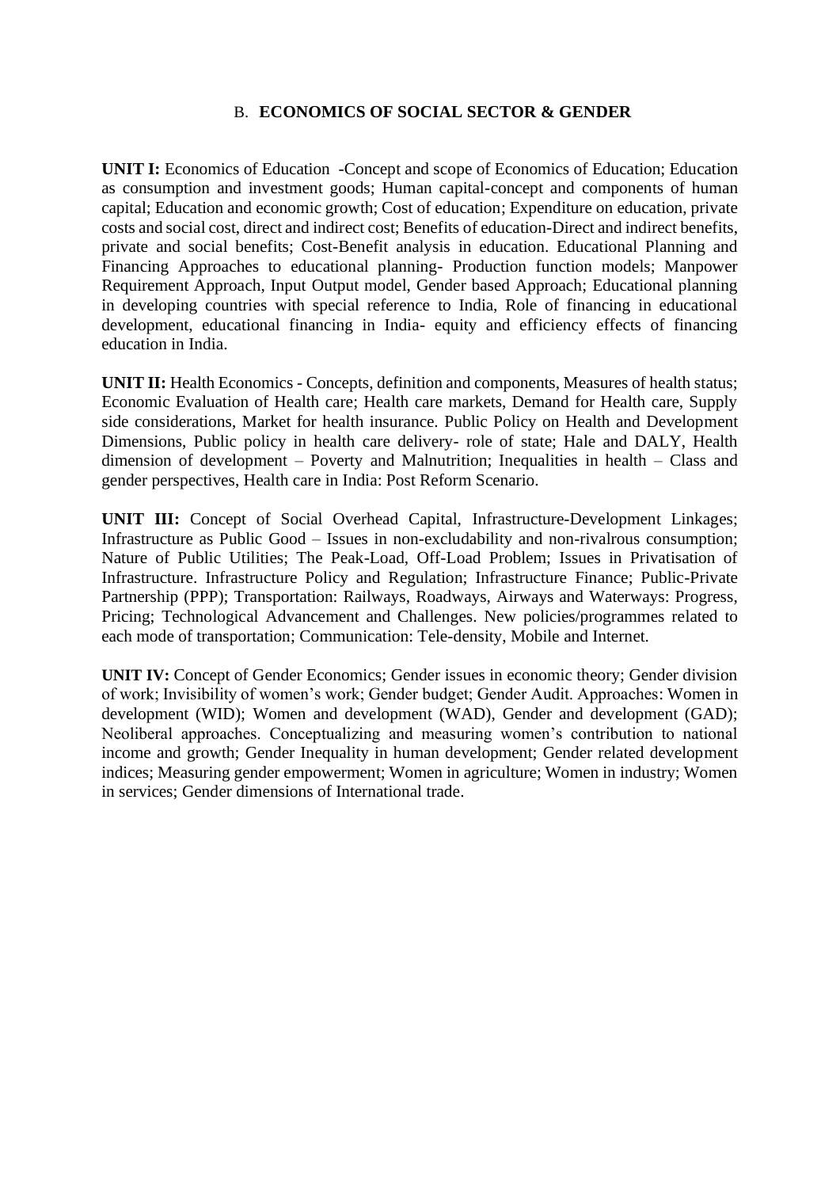## B. ECONOMICS OF SOCIAL SECTOR & GENDER

**UNIT I:** Economics of Education -Concept and scope of Economics of Education; Education as consumption and investment goods; Human capital-concept and components of human capital; Education and economic growth; Cost of education; Expenditure on education, private costs and social cost, direct and indirect cost; Benefits of education-Direct and indirect benefits, private and social benefits; Cost-Benefit analysis in education. Educational Planning and Financing Approaches to educational planning- Production function models; Manpower Requirement Approach, Input Output model, Gender based Approach; Educational planning in developing countries with special reference to India, Role of financing in educational development, educational financing in India- equity and efficiency effects of financing education in India.

**UNIT II:** Health Economics - Concepts, definition and components, Measures of health status; Economic Evaluation of Health care; Health care markets, Demand for Health care, Supply side considerations, Market for health insurance. Public Policy on Health and Development Dimensions, Public policy in health care delivery- role of state; Hale and DALY, Health dimension of development – Poverty and Malnutrition; Inequalities in health – Class and gender perspectives, Health care in India: Post Reform Scenario.

**UNIT III:** Concept of Social Overhead Capital, Infrastructure-Development Linkages; Infrastructure as Public Good – Issues in non-excludability and non-rivalrous consumption; Nature of Public Utilities; The Peak-Load, Off-Load Problem; Issues in Privatisation of Infrastructure. Infrastructure Policy and Regulation; Infrastructure Finance; Public-Private Partnership (PPP); Transportation: Railways, Roadways, Airways and Waterways: Progress, Pricing; Technological Advancement and Challenges. New policies/programmes related to each mode of transportation; Communication: Tele-density, Mobile and Internet.

**UNIT IV:** Concept of Gender Economics; Gender issues in economic theory; Gender division of work; Invisibility of women's work; Gender budget; Gender Audit. Approaches: Women in development (WID); Women and development (WAD), Gender and development (GAD); Neoliberal approaches. Conceptualizing and measuring women's contribution to national income and growth; Gender Inequality in human development; Gender related development indices; Measuring gender empowerment; Women in agriculture; Women in industry; Women in services; Gender dimensions of International trade.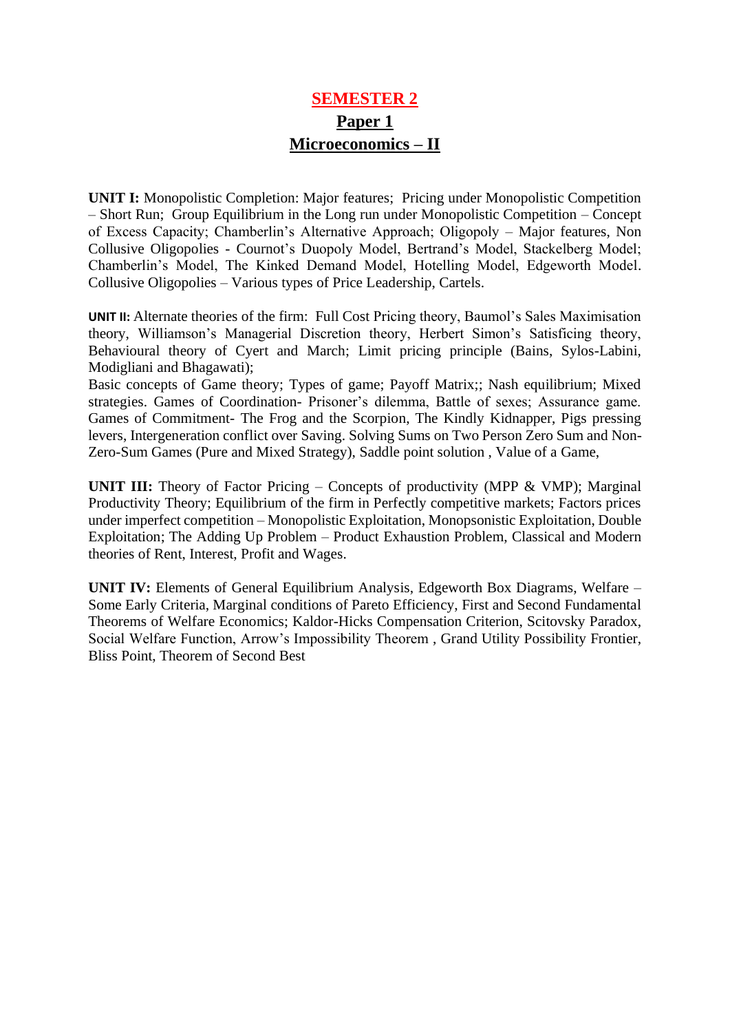# SEMESTER 2

## Paper 1

## Microeconomics – II

**UNIT I:** Monopolistic Completion: Major features; Pricing under Monopolistic Competition – Short Run; Group Equilibrium in the Long run under Monopolistic Competition – Concept of Excess Capacity; Chamberlin's Alternative Approach; Oligopoly – Major features, Non Collusive Oligopolies - Cournot's Duopoly Model, Bertrand's Model, Stackelberg Model; Chamberlin's Model, The Kinked Demand Model, Hotelling Model, Edgeworth Model. Collusive Oligopolies – Various types of Price Leadership, Cartels.

**UNIT II:** Alternate theories of the firm: Full Cost Pricing theory, Baumol's Sales Maximisation theory, Williamson's Managerial Discretion theory, Herbert Simon's Satisficing theory, Behavioural theory of Cyert and March; Limit pricing principle (Bains, Sylos-Labini, Modigliani and Bhagawati);
Basic concepts of Game theory; Types of game; Payoff Matrix;; Nash equilibrium; Mixed strategies. Games of Coordination- Prisoner's dilemma, Battle of sexes; Assurance game. Games of Commitment- The Frog and the Scorpion, The Kindly Kidnapper, Pigs pressing levers, Intergeneration conflict over Saving. Solving Sums on Two Person Zero Sum and Non-Zero-Sum Games (Pure and Mixed Strategy), Saddle point solution , Value of a Game,

**UNIT III:** Theory of Factor Pricing – Concepts of productivity (MPP & VMP); Marginal Productivity Theory; Equilibrium of the firm in Perfectly competitive markets; Factors prices under imperfect competition – Monopolistic Exploitation, Monopsonistic Exploitation, Double Exploitation; The Adding Up Problem – Product Exhaustion Problem, Classical and Modern theories of Rent, Interest, Profit and Wages.

**UNIT IV:** Elements of General Equilibrium Analysis, Edgeworth Box Diagrams, Welfare – Some Early Criteria, Marginal conditions of Pareto Efficiency, First and Second Fundamental Theorems of Welfare Economics; Kaldor-Hicks Compensation Criterion, Scitovsky Paradox, Social Welfare Function, Arrow's Impossibility Theorem , Grand Utility Possibility Frontier, Bliss Point, Theorem of Second Best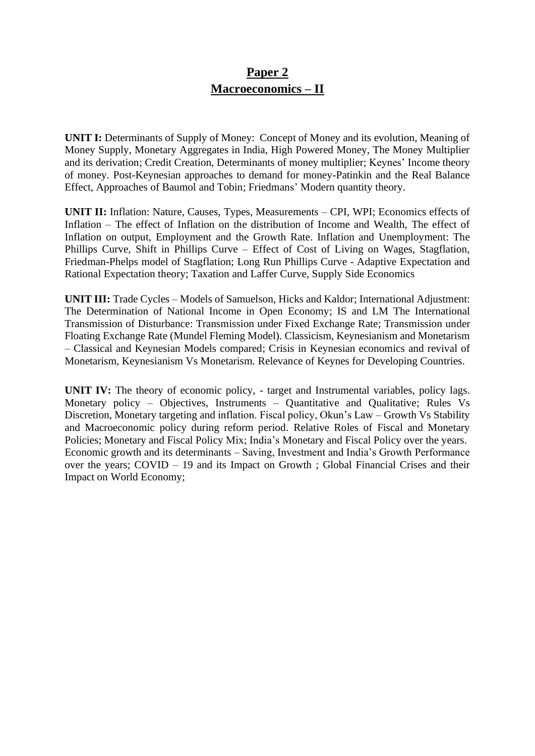# Paper 2

# Macroeconomics – II

**UNIT I:** Determinants of Supply of Money: Concept of Money and its evolution, Meaning of Money Supply, Monetary Aggregates in India, High Powered Money, The Money Multiplier and its derivation; Credit Creation, Determinants of money multiplier; Keynes' Income theory of money. Post-Keynesian approaches to demand for money-Patinkin and the Real Balance Effect, Approaches of Baumol and Tobin; Friedmans' Modern quantity theory.

**UNIT II:** Inflation: Nature, Causes, Types, Measurements – CPI, WPI; Economics effects of Inflation – The effect of Inflation on the distribution of Income and Wealth, The effect of Inflation on output, Employment and the Growth Rate. Inflation and Unemployment: The Phillips Curve, Shift in Phillips Curve – Effect of Cost of Living on Wages, Stagflation, Friedman-Phelps model of Stagflation; Long Run Phillips Curve - Adaptive Expectation and Rational Expectation theory; Taxation and Laffer Curve, Supply Side Economics

**UNIT III:** Trade Cycles – Models of Samuelson, Hicks and Kaldor; International Adjustment: The Determination of National Income in Open Economy; IS and LM The International Transmission of Disturbance: Transmission under Fixed Exchange Rate; Transmission under Floating Exchange Rate (Mundel Fleming Model). Classicism, Keynesianism and Monetarism – Classical and Keynesian Models compared; Crisis in Keynesian economics and revival of Monetarism, Keynesianism Vs Monetarism. Relevance of Keynes for Developing Countries.

**UNIT IV:** The theory of economic policy, - target and Instrumental variables, policy lags. Monetary policy – Objectives, Instruments – Quantitative and Qualitative; Rules Vs Discretion, Monetary targeting and inflation. Fiscal policy, Okun's Law – Growth Vs Stability and Macroeconomic policy during reform period. Relative Roles of Fiscal and Monetary Policies; Monetary and Fiscal Policy Mix; India's Monetary and Fiscal Policy over the years. Economic growth and its determinants – Saving, Investment and India's Growth Performance over the years; COVID – 19 and its Impact on Growth ; Global Financial Crises and their Impact on World Economy;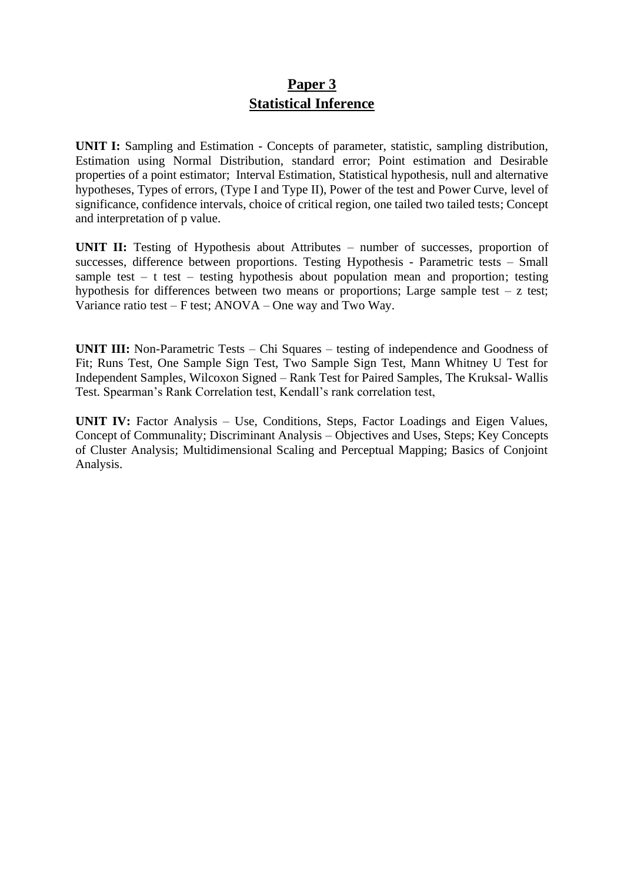## Paper 3
## Statistical Inference

**UNIT I:** Sampling and Estimation - Concepts of parameter, statistic, sampling distribution, Estimation using Normal Distribution, standard error; Point estimation and Desirable properties of a point estimator; Interval Estimation, Statistical hypothesis, null and alternative hypotheses, Types of errors, (Type I and Type II), Power of the test and Power Curve, level of significance, confidence intervals, choice of critical region, one tailed two tailed tests; Concept and interpretation of p value.

**UNIT II:** Testing of Hypothesis about Attributes – number of successes, proportion of successes, difference between proportions. Testing Hypothesis - Parametric tests – Small sample test – t test – testing hypothesis about population mean and proportion; testing hypothesis for differences between two means or proportions; Large sample test – z test; Variance ratio test – F test; ANOVA – One way and Two Way.

**UNIT III:** Non-Parametric Tests – Chi Squares – testing of independence and Goodness of Fit; Runs Test, One Sample Sign Test, Two Sample Sign Test, Mann Whitney U Test for Independent Samples, Wilcoxon Signed – Rank Test for Paired Samples, The Kruksal- Wallis Test. Spearman's Rank Correlation test, Kendall's rank correlation test,

**UNIT IV:** Factor Analysis – Use, Conditions, Steps, Factor Loadings and Eigen Values, Concept of Communality; Discriminant Analysis – Objectives and Uses, Steps; Key Concepts of Cluster Analysis; Multidimensional Scaling and Perceptual Mapping; Basics of Conjoint Analysis.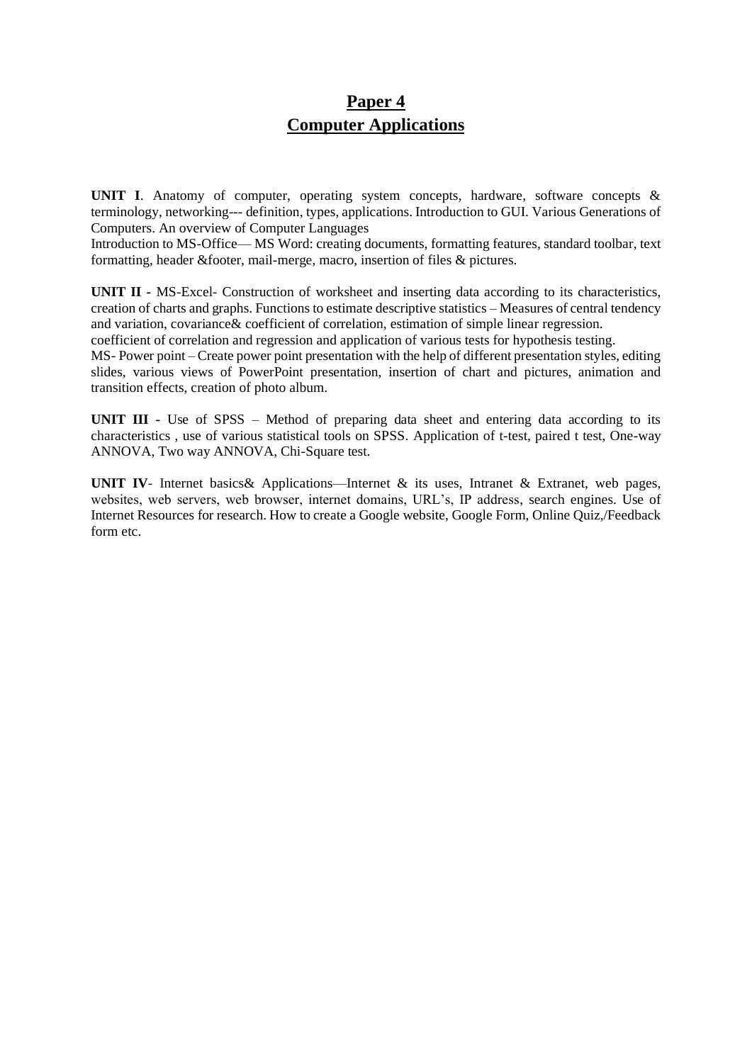# Paper 4
# Computer Applications

**UNIT I**. Anatomy of computer, operating system concepts, hardware, software concepts & terminology, networking--- definition, types, applications. Introduction to GUI. Various Generations of Computers. An overview of Computer Languages

Introduction to MS-Office— MS Word: creating documents, formatting features, standard toolbar, text formatting, header &footer, mail-merge, macro, insertion of files & pictures.

**UNIT II** - MS-Excel- Construction of worksheet and inserting data according to its characteristics, creation of charts and graphs. Functions to estimate descriptive statistics – Measures of central tendency and variation, covariance& coefficient of correlation, estimation of simple linear regression.

coefficient of correlation and regression and application of various tests for hypothesis testing.

MS- Power point – Create power point presentation with the help of different presentation styles, editing slides, various views of PowerPoint presentation, insertion of chart and pictures, animation and transition effects, creation of photo album.

**UNIT III** - Use of SPSS – Method of preparing data sheet and entering data according to its characteristics , use of various statistical tools on SPSS. Application of t-test, paired t test, One-way ANNOVA, Two way ANNOVA, Chi-Square test.

**UNIT IV**- Internet basics& Applications—Internet & its uses, Intranet & Extranet, web pages, websites, web servers, web browser, internet domains, URL's, IP address, search engines. Use of Internet Resources for research. How to create a Google website, Google Form, Online Quiz,/Feedback form etc.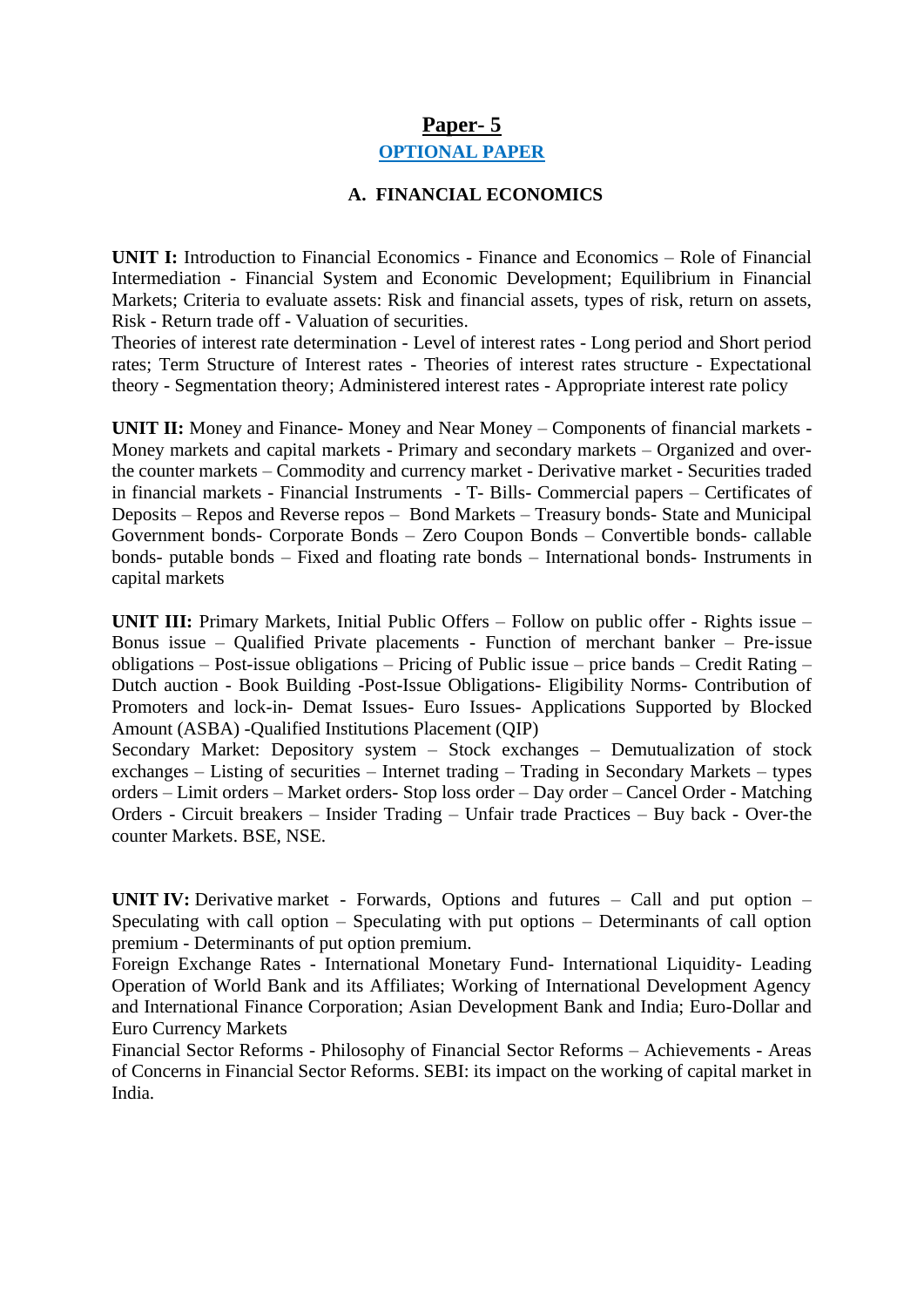# Paper- 5

## OPTIONAL PAPER

### A. FINANCIAL ECONOMICS

**UNIT I:** Introduction to Financial Economics - Finance and Economics – Role of Financial Intermediation - Financial System and Economic Development; Equilibrium in Financial Markets; Criteria to evaluate assets: Risk and financial assets, types of risk, return on assets, Risk - Return trade off - Valuation of securities.

Theories of interest rate determination - Level of interest rates - Long period and Short period rates; Term Structure of Interest rates - Theories of interest rates structure - Expectational theory - Segmentation theory; Administered interest rates - Appropriate interest rate policy

**UNIT II:** Money and Finance- Money and Near Money – Components of financial markets - Money markets and capital markets - Primary and secondary markets – Organized and over-the counter markets – Commodity and currency market - Derivative market - Securities traded in financial markets - Financial Instruments - T- Bills- Commercial papers – Certificates of Deposits – Repos and Reverse repos – Bond Markets – Treasury bonds- State and Municipal Government bonds- Corporate Bonds – Zero Coupon Bonds – Convertible bonds- callable bonds- putable bonds – Fixed and floating rate bonds – International bonds- Instruments in capital markets

**UNIT III:** Primary Markets, Initial Public Offers – Follow on public offer - Rights issue – Bonus issue – Qualified Private placements - Function of merchant banker – Pre-issue obligations – Post-issue obligations – Pricing of Public issue – price bands – Credit Rating – Dutch auction - Book Building -Post-Issue Obligations- Eligibility Norms- Contribution of Promoters and lock-in- Demat Issues- Euro Issues- Applications Supported by Blocked Amount (ASBA) -Qualified Institutions Placement (QIP)

Secondary Market: Depository system – Stock exchanges – Demutualization of stock exchanges – Listing of securities – Internet trading – Trading in Secondary Markets – types orders – Limit orders – Market orders- Stop loss order – Day order – Cancel Order - Matching Orders - Circuit breakers - Insider Trading – Unfair trade Practices – Buy back - Over-the counter Markets. BSE, NSE.

**UNIT IV:** Derivative market - Forwards, Options and futures – Call and put option – Speculating with call option – Speculating with put options – Determinants of call option premium - Determinants of put option premium.

Foreign Exchange Rates - International Monetary Fund- International Liquidity- Leading Operation of World Bank and its Affiliates; Working of International Development Agency and International Finance Corporation; Asian Development Bank and India; Euro-Dollar and Euro Currency Markets

Financial Sector Reforms - Philosophy of Financial Sector Reforms – Achievements - Areas of Concerns in Financial Sector Reforms. SEBI: its impact on the working of capital market in India.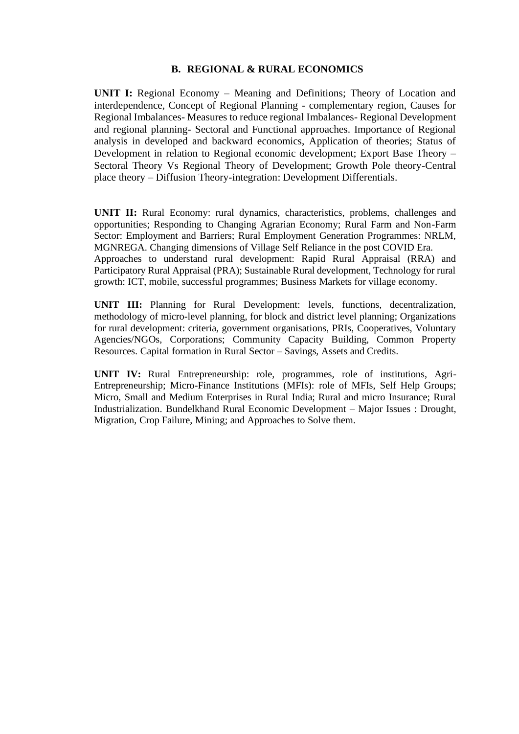## B. REGIONAL & RURAL ECONOMICS

**UNIT I:** Regional Economy – Meaning and Definitions; Theory of Location and interdependence, Concept of Regional Planning - complementary region, Causes for Regional Imbalances- Measures to reduce regional Imbalances- Regional Development and regional planning- Sectoral and Functional approaches. Importance of Regional analysis in developed and backward economics, Application of theories; Status of Development in relation to Regional economic development; Export Base Theory – Sectoral Theory Vs Regional Theory of Development; Growth Pole theory-Central place theory – Diffusion Theory-integration: Development Differentials.

**UNIT II:** Rural Economy: rural dynamics, characteristics, problems, challenges and opportunities; Responding to Changing Agrarian Economy; Rural Farm and Non-Farm Sector: Employment and Barriers; Rural Employment Generation Programmes: NRLM, MGNREGA. Changing dimensions of Village Self Reliance in the post COVID Era.
Approaches to understand rural development: Rapid Rural Appraisal (RRA) and Participatory Rural Appraisal (PRA); Sustainable Rural development, Technology for rural growth: ICT, mobile, successful programmes; Business Markets for village economy.

**UNIT III:** Planning for Rural Development: levels, functions, decentralization, methodology of micro-level planning, for block and district level planning; Organizations for rural development: criteria, government organisations, PRIs, Cooperatives, Voluntary Agencies/NGOs, Corporations; Community Capacity Building, Common Property Resources. Capital formation in Rural Sector – Savings, Assets and Credits.

**UNIT IV:** Rural Entrepreneurship: role, programmes, role of institutions, Agri-Entrepreneurship; Micro-Finance Institutions (MFIs): role of MFIs, Self Help Groups; Micro, Small and Medium Enterprises in Rural India; Rural and micro Insurance; Rural Industrialization. Bundelkhand Rural Economic Development – Major Issues : Drought, Migration, Crop Failure, Mining; and Approaches to Solve them.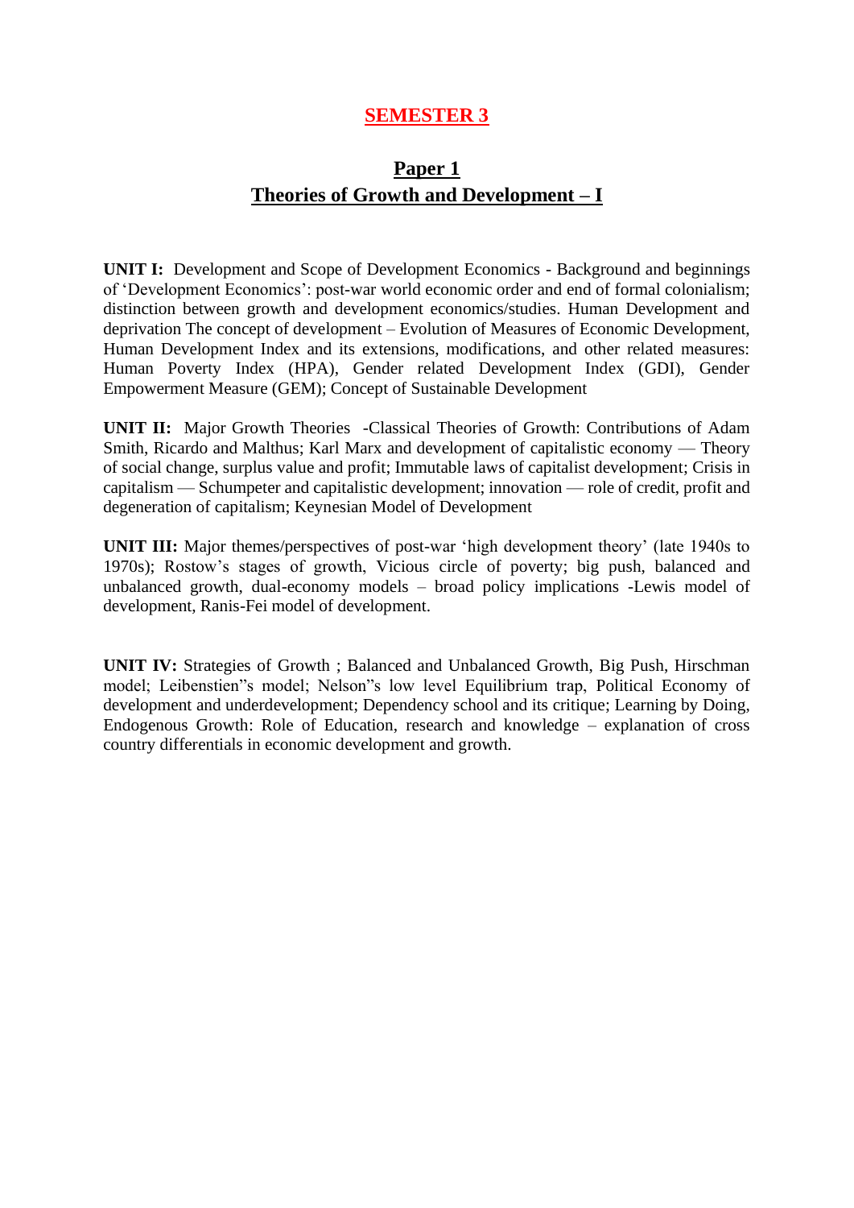# SEMESTER 3

## Paper 1
## Theories of Growth and Development – I

**UNIT I:** Development and Scope of Development Economics - Background and beginnings of 'Development Economics': post-war world economic order and end of formal colonialism; distinction between growth and development economics/studies. Human Development and deprivation The concept of development – Evolution of Measures of Economic Development, Human Development Index and its extensions, modifications, and other related measures: Human Poverty Index (HPA), Gender related Development Index (GDI), Gender Empowerment Measure (GEM); Concept of Sustainable Development

**UNIT II:** Major Growth Theories -Classical Theories of Growth: Contributions of Adam Smith, Ricardo and Malthus; Karl Marx and development of capitalistic economy — Theory of social change, surplus value and profit; Immutable laws of capitalist development; Crisis in capitalism — Schumpeter and capitalistic development; innovation — role of credit, profit and degeneration of capitalism; Keynesian Model of Development

**UNIT III:** Major themes/perspectives of post-war 'high development theory' (late 1940s to 1970s); Rostow's stages of growth, Vicious circle of poverty; big push, balanced and unbalanced growth, dual-economy models – broad policy implications -Lewis model of development, Ranis-Fei model of development.

**UNIT IV:** Strategies of Growth ; Balanced and Unbalanced Growth, Big Push, Hirschman model; Leibenstien"s model; Nelson"s low level Equilibrium trap, Political Economy of development and underdevelopment; Dependency school and its critique; Learning by Doing, Endogenous Growth: Role of Education, research and knowledge – explanation of cross country differentials in economic development and growth.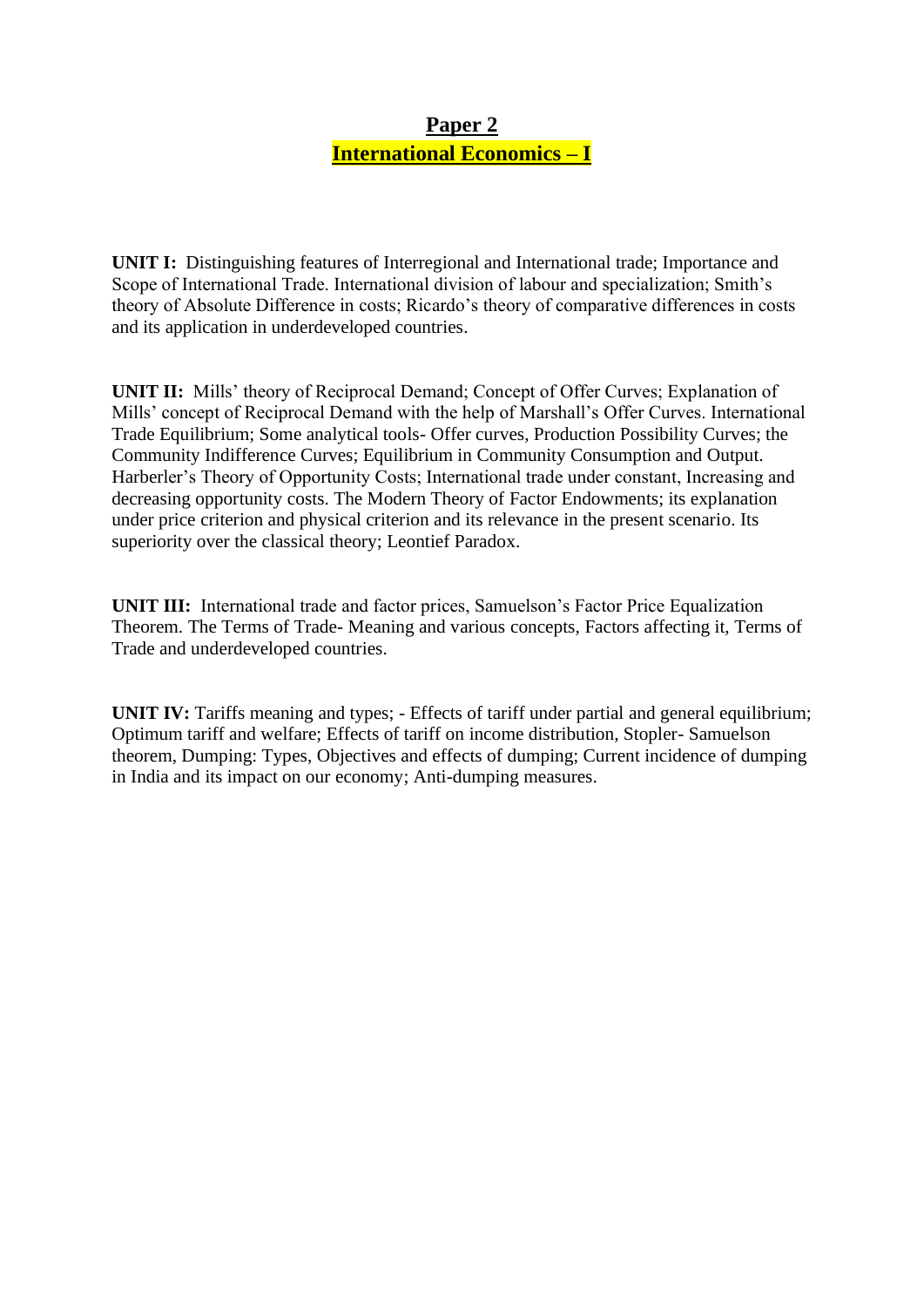## Paper 2

## International Economics – I

**UNIT I:** Distinguishing features of Interregional and International trade; Importance and Scope of International Trade. International division of labour and specialization; Smith's theory of Absolute Difference in costs; Ricardo's theory of comparative differences in costs and its application in underdeveloped countries.

**UNIT II:** Mills' theory of Reciprocal Demand; Concept of Offer Curves; Explanation of Mills' concept of Reciprocal Demand with the help of Marshall's Offer Curves. International Trade Equilibrium; Some analytical tools- Offer curves, Production Possibility Curves; the Community Indifference Curves; Equilibrium in Community Consumption and Output. Harberler's Theory of Opportunity Costs; International trade under constant, Increasing and decreasing opportunity costs. The Modern Theory of Factor Endowments; its explanation under price criterion and physical criterion and its relevance in the present scenario. Its superiority over the classical theory; Leontief Paradox.

**UNIT III:** International trade and factor prices, Samuelson's Factor Price Equalization Theorem. The Terms of Trade- Meaning and various concepts, Factors affecting it, Terms of Trade and underdeveloped countries.

**UNIT IV:** Tariffs meaning and types; - Effects of tariff under partial and general equilibrium; Optimum tariff and welfare; Effects of tariff on income distribution, Stopler- Samuelson theorem, Dumping: Types, Objectives and effects of dumping; Current incidence of dumping in India and its impact on our economy; Anti-dumping measures.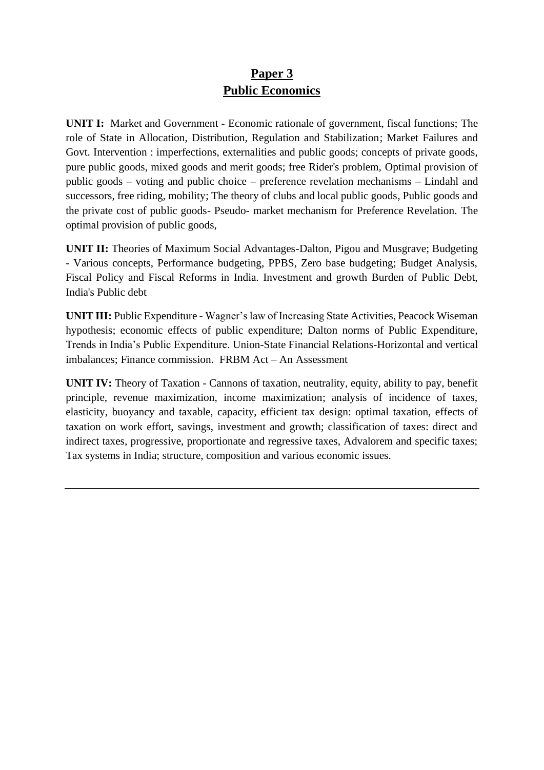# **Paper 3**
# **Public Economics**

**UNIT I:** Market and Government - Economic rationale of government, fiscal functions; The role of State in Allocation, Distribution, Regulation and Stabilization; Market Failures and Govt. Intervention : imperfections, externalities and public goods; concepts of private goods, pure public goods, mixed goods and merit goods; free Rider's problem, Optimal provision of public goods – voting and public choice – preference revelation mechanisms – Lindahl and successors, free riding, mobility; The theory of clubs and local public goods, Public goods and the private cost of public goods- Pseudo- market mechanism for Preference Revelation. The optimal provision of public goods,

**UNIT II:** Theories of Maximum Social Advantages-Dalton, Pigou and Musgrave; Budgeting - Various concepts, Performance budgeting, PPBS, Zero base budgeting; Budget Analysis, Fiscal Policy and Fiscal Reforms in India. Investment and growth Burden of Public Debt, India's Public debt

**UNIT III:** Public Expenditure - Wagner's law of Increasing State Activities, Peacock Wiseman hypothesis; economic effects of public expenditure; Dalton norms of Public Expenditure, Trends in India's Public Expenditure. Union-State Financial Relations-Horizontal and vertical imbalances; Finance commission. FRBM Act – An Assessment

**UNIT IV:** Theory of Taxation - Cannons of taxation, neutrality, equity, ability to pay, benefit principle, revenue maximization, income maximization; analysis of incidence of taxes, elasticity, buoyancy and taxable, capacity, efficient tax design: optimal taxation, effects of taxation on work effort, savings, investment and growth; classification of taxes: direct and indirect taxes, progressive, proportionate and regressive taxes, Advalorem and specific taxes; Tax systems in India; structure, composition and various economic issues.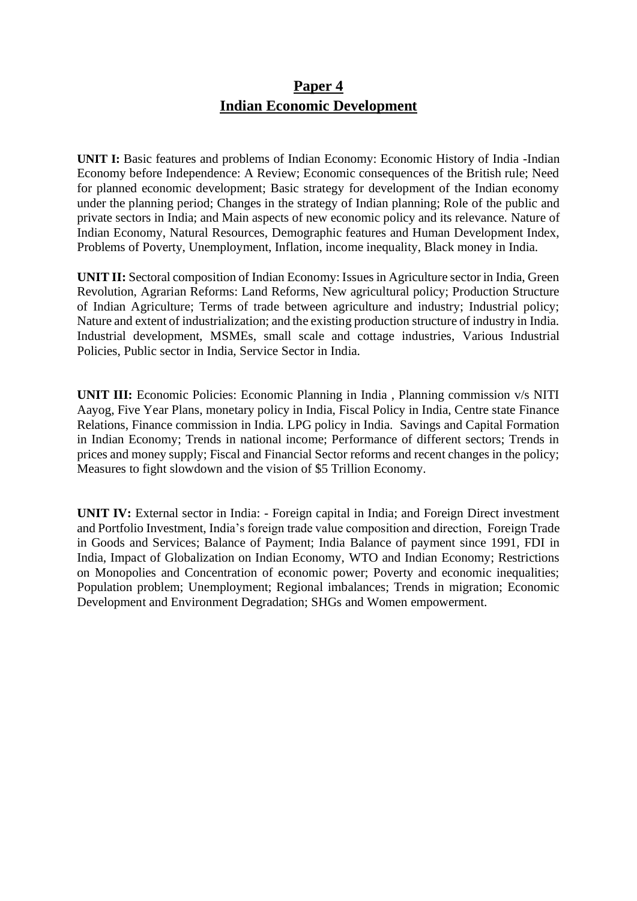# Paper 4
# Indian Economic Development

**UNIT I:** Basic features and problems of Indian Economy: Economic History of India -Indian Economy before Independence: A Review; Economic consequences of the British rule; Need for planned economic development; Basic strategy for development of the Indian economy under the planning period; Changes in the strategy of Indian planning; Role of the public and private sectors in India; and Main aspects of new economic policy and its relevance. Nature of Indian Economy, Natural Resources, Demographic features and Human Development Index, Problems of Poverty, Unemployment, Inflation, income inequality, Black money in India.

**UNIT II:** Sectoral composition of Indian Economy: Issues in Agriculture sector in India, Green Revolution, Agrarian Reforms: Land Reforms, New agricultural policy; Production Structure of Indian Agriculture; Terms of trade between agriculture and industry; Industrial policy; Nature and extent of industrialization; and the existing production structure of industry in India. Industrial development, MSMEs, small scale and cottage industries, Various Industrial Policies, Public sector in India, Service Sector in India.

**UNIT III:** Economic Policies: Economic Planning in India , Planning commission v/s NITI Aayog, Five Year Plans, monetary policy in India, Fiscal Policy in India, Centre state Finance Relations, Finance commission in India. LPG policy in India. Savings and Capital Formation in Indian Economy; Trends in national income; Performance of different sectors; Trends in prices and money supply; Fiscal and Financial Sector reforms and recent changes in the policy; Measures to fight slowdown and the vision of $5 Trillion Economy.

**UNIT IV:** External sector in India: - Foreign capital in India; and Foreign Direct investment and Portfolio Investment, India's foreign trade value composition and direction, Foreign Trade in Goods and Services; Balance of Payment; India Balance of payment since 1991, FDI in India, Impact of Globalization on Indian Economy, WTO and Indian Economy; Restrictions on Monopolies and Concentration of economic power; Poverty and economic inequalities; Population problem; Unemployment; Regional imbalances; Trends in migration; Economic Development and Environment Degradation; SHGs and Women empowerment.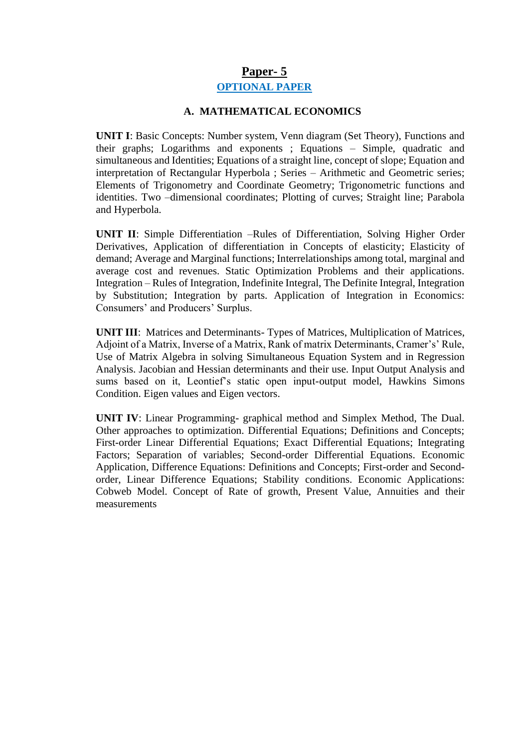# Paper- 5

## OPTIONAL PAPER

### A. MATHEMATICAL ECONOMICS

**UNIT I**: Basic Concepts: Number system, Venn diagram (Set Theory), Functions and their graphs; Logarithms and exponents ; Equations – Simple, quadratic and simultaneous and Identities; Equations of a straight line, concept of slope; Equation and interpretation of Rectangular Hyperbola ; Series – Arithmetic and Geometric series; Elements of Trigonometry and Coordinate Geometry; Trigonometric functions and identities. Two –dimensional coordinates; Plotting of curves; Straight line; Parabola and Hyperbola.

**UNIT II**: Simple Differentiation –Rules of Differentiation, Solving Higher Order Derivatives, Application of differentiation in Concepts of elasticity; Elasticity of demand; Average and Marginal functions; Interrelationships among total, marginal and average cost and revenues. Static Optimization Problems and their applications. Integration – Rules of Integration, Indefinite Integral, The Definite Integral, Integration by Substitution; Integration by parts. Application of Integration in Economics: Consumers' and Producers' Surplus.

**UNIT III**: Matrices and Determinants- Types of Matrices, Multiplication of Matrices, Adjoint of a Matrix, Inverse of a Matrix, Rank of matrix Determinants, Cramer's' Rule, Use of Matrix Algebra in solving Simultaneous Equation System and in Regression Analysis. Jacobian and Hessian determinants and their use. Input Output Analysis and sums based on it, Leontief's static open input-output model, Hawkins Simons Condition. Eigen values and Eigen vectors.

**UNIT IV**: Linear Programming- graphical method and Simplex Method, The Dual. Other approaches to optimization. Differential Equations; Definitions and Concepts; First-order Linear Differential Equations; Exact Differential Equations; Integrating Factors; Separation of variables; Second-order Differential Equations. Economic Application, Difference Equations: Definitions and Concepts; First-order and Second-order, Linear Difference Equations; Stability conditions. Economic Applications: Cobweb Model. Concept of Rate of growth, Present Value, Annuities and their measurements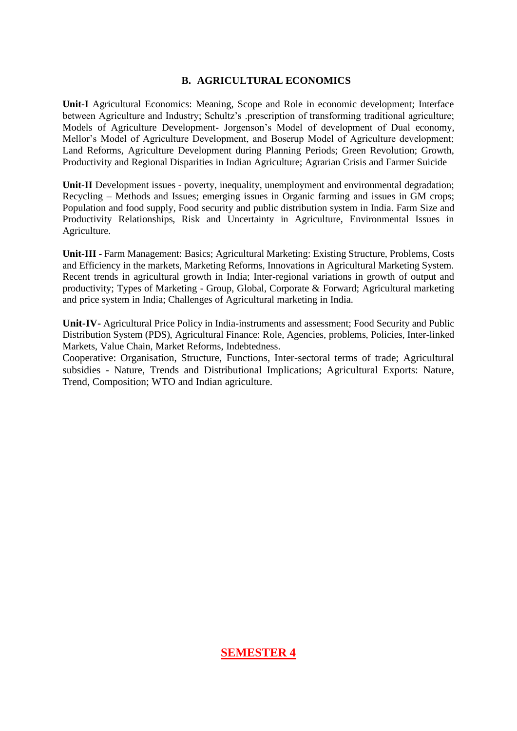## B. AGRICULTURAL ECONOMICS

**Unit-I** Agricultural Economics: Meaning, Scope and Role in economic development; Interface between Agriculture and Industry; Schultz's .prescription of transforming traditional agriculture; Models of Agriculture Development- Jorgenson's Model of development of Dual economy, Mellor's Model of Agriculture Development, and Boserup Model of Agriculture development; Land Reforms, Agriculture Development during Planning Periods; Green Revolution; Growth, Productivity and Regional Disparities in Indian Agriculture; Agrarian Crisis and Farmer Suicide

**Unit-II** Development issues - poverty, inequality, unemployment and environmental degradation; Recycling – Methods and Issues; emerging issues in Organic farming and issues in GM crops; Population and food supply, Food security and public distribution system in India. Farm Size and Productivity Relationships, Risk and Uncertainty in Agriculture, Environmental Issues in Agriculture.

**Unit-III -** Farm Management: Basics; Agricultural Marketing: Existing Structure, Problems, Costs and Efficiency in the markets, Marketing Reforms, Innovations in Agricultural Marketing System. Recent trends in agricultural growth in India; Inter-regional variations in growth of output and productivity; Types of Marketing - Group, Global, Corporate & Forward; Agricultural marketing and price system in India; Challenges of Agricultural marketing in India.

**Unit-IV-** Agricultural Price Policy in India-instruments and assessment; Food Security and Public Distribution System (PDS), Agricultural Finance: Role, Agencies, problems, Policies, Inter-linked Markets, Value Chain, Market Reforms, Indebtedness.

Cooperative: Organisation, Structure, Functions, Inter-sectoral terms of trade; Agricultural subsidies - Nature, Trends and Distributional Implications; Agricultural Exports: Nature, Trend, Composition; WTO and Indian agriculture.

## SEMESTER 4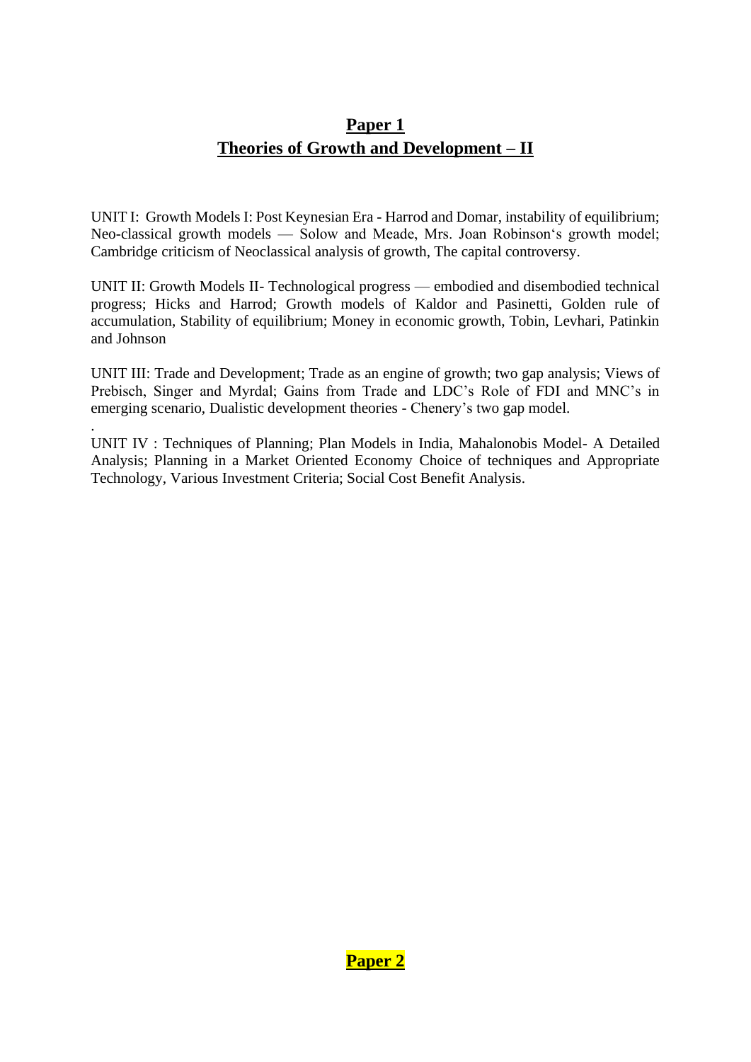## Paper 1

## Theories of Growth and Development – II

UNIT I: Growth Models I: Post Keynesian Era - Harrod and Domar, instability of equilibrium; Neo-classical growth models — Solow and Meade, Mrs. Joan Robinson's growth model; Cambridge criticism of Neoclassical analysis of growth, The capital controversy.

UNIT II: Growth Models II- Technological progress — embodied and disembodied technical progress; Hicks and Harrod; Growth models of Kaldor and Pasinetti, Golden rule of accumulation, Stability of equilibrium; Money in economic growth, Tobin, Levhari, Patinkin and Johnson

UNIT III: Trade and Development; Trade as an engine of growth; two gap analysis; Views of Prebisch, Singer and Myrdal; Gains from Trade and LDC's Role of FDI and MNC's in emerging scenario, Dualistic development theories - Chenery's two gap model.

.

UNIT IV : Techniques of Planning; Plan Models in India, Mahalonobis Model- A Detailed Analysis; Planning in a Market Oriented Economy Choice of techniques and Appropriate Technology, Various Investment Criteria; Social Cost Benefit Analysis.

## Paper 2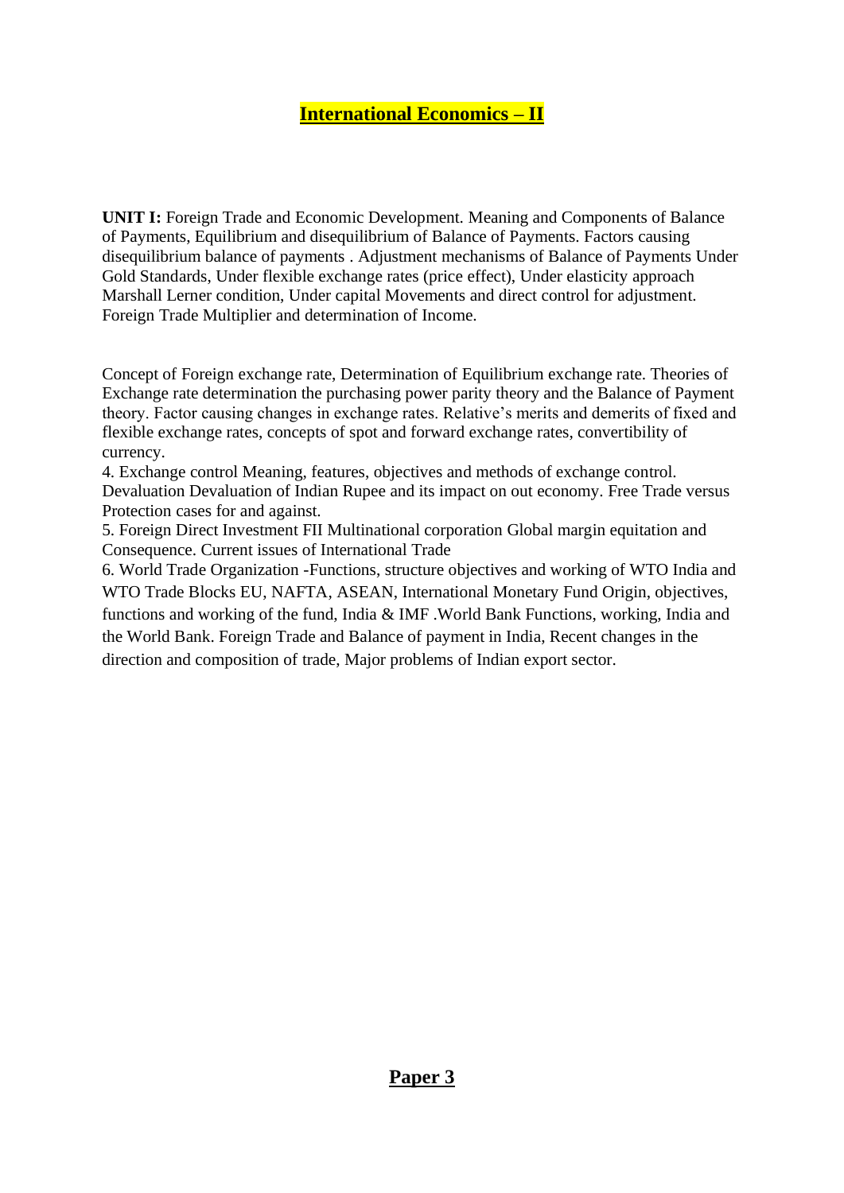# International Economics – II

**UNIT I:** Foreign Trade and Economic Development. Meaning and Components of Balance of Payments, Equilibrium and disequilibrium of Balance of Payments. Factors causing disequilibrium balance of payments . Adjustment mechanisms of Balance of Payments Under Gold Standards, Under flexible exchange rates (price effect), Under elasticity approach Marshall Lerner condition, Under capital Movements and direct control for adjustment. Foreign Trade Multiplier and determination of Income.

Concept of Foreign exchange rate, Determination of Equilibrium exchange rate. Theories of Exchange rate determination the purchasing power parity theory and the Balance of Payment theory. Factor causing changes in exchange rates. Relative's merits and demerits of fixed and flexible exchange rates, concepts of spot and forward exchange rates, convertibility of currency.

4. Exchange control Meaning, features, objectives and methods of exchange control. Devaluation Devaluation of Indian Rupee and its impact on out economy. Free Trade versus Protection cases for and against.

5. Foreign Direct Investment FII Multinational corporation Global margin equitation and Consequence. Current issues of International Trade

6. World Trade Organization -Functions, structure objectives and working of WTO India and WTO Trade Blocks EU, NAFTA, ASEAN, International Monetary Fund Origin, objectives, functions and working of the fund, India & IMF .World Bank Functions, working, India and the World Bank. Foreign Trade and Balance of payment in India, Recent changes in the direction and composition of trade, Major problems of Indian export sector.

## Paper 3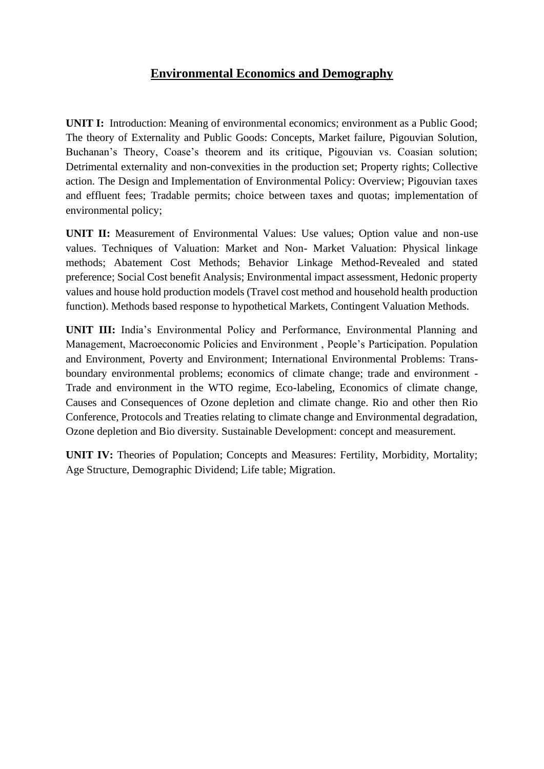# Environmental Economics and Demography

**UNIT I:** Introduction: Meaning of environmental economics; environment as a Public Good; The theory of Externality and Public Goods: Concepts, Market failure, Pigouvian Solution, Buchanan's Theory, Coase's theorem and its critique, Pigouvian vs. Coasian solution; Detrimental externality and non-convexities in the production set; Property rights; Collective action. The Design and Implementation of Environmental Policy: Overview; Pigouvian taxes and effluent fees; Tradable permits; choice between taxes and quotas; implementation of environmental policy;

**UNIT II:** Measurement of Environmental Values: Use values; Option value and non-use values. Techniques of Valuation: Market and Non- Market Valuation: Physical linkage methods; Abatement Cost Methods; Behavior Linkage Method-Revealed and stated preference; Social Cost benefit Analysis; Environmental impact assessment, Hedonic property values and house hold production models (Travel cost method and household health production function). Methods based response to hypothetical Markets, Contingent Valuation Methods.

**UNIT III:** India's Environmental Policy and Performance, Environmental Planning and Management, Macroeconomic Policies and Environment , People's Participation. Population and Environment, Poverty and Environment; International Environmental Problems: Trans-boundary environmental problems; economics of climate change; trade and environment - Trade and environment in the WTO regime, Eco-labeling, Economics of climate change, Causes and Consequences of Ozone depletion and climate change. Rio and other then Rio Conference, Protocols and Treaties relating to climate change and Environmental degradation, Ozone depletion and Bio diversity. Sustainable Development: concept and measurement.

**UNIT IV:** Theories of Population; Concepts and Measures: Fertility, Morbidity, Mortality; Age Structure, Demographic Dividend; Life table; Migration.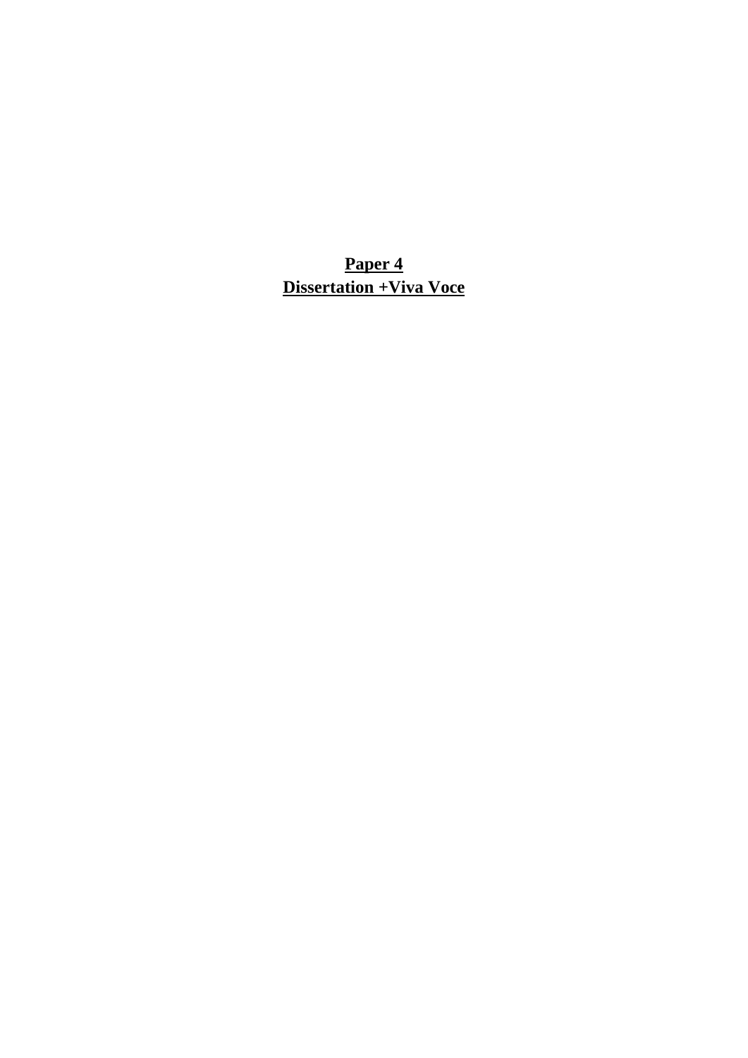# **Paper 4**
# **Dissertation +Viva Voce**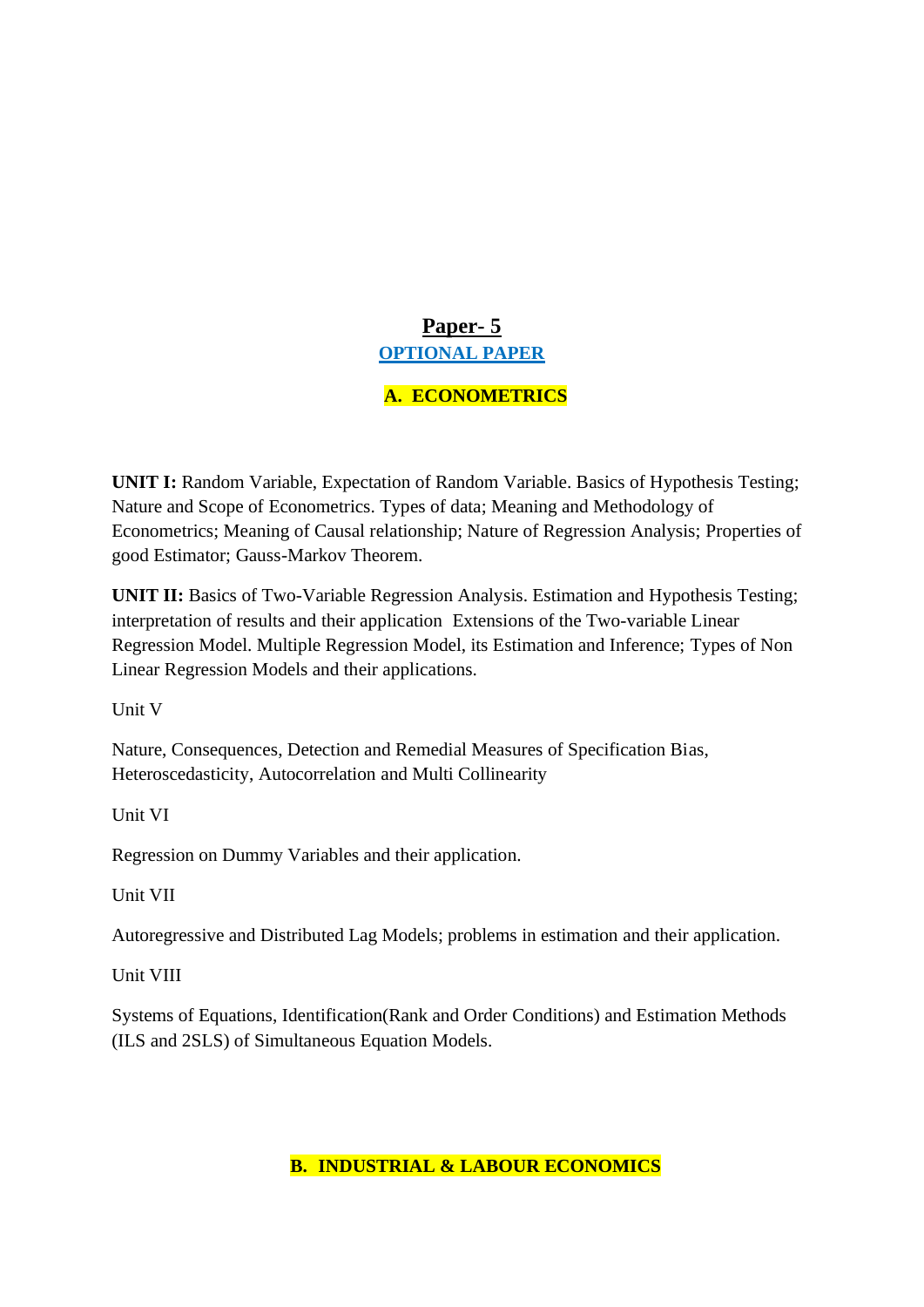## Paper- 5

### OPTIONAL PAPER

### A. ECONOMETRICS

**UNIT I:** Random Variable, Expectation of Random Variable. Basics of Hypothesis Testing; Nature and Scope of Econometrics. Types of data; Meaning and Methodology of Econometrics; Meaning of Causal relationship; Nature of Regression Analysis; Properties of good Estimator; Gauss-Markov Theorem.

**UNIT II:** Basics of Two-Variable Regression Analysis. Estimation and Hypothesis Testing; interpretation of results and their application Extensions of the Two-variable Linear Regression Model. Multiple Regression Model, its Estimation and Inference; Types of Non Linear Regression Models and their applications.

Unit V

Nature, Consequences, Detection and Remedial Measures of Specification Bias, Heteroscedasticity, Autocorrelation and Multi Collinearity

Unit VI

Regression on Dummy Variables and their application.

Unit VII

Autoregressive and Distributed Lag Models; problems in estimation and their application.

Unit VIII

Systems of Equations, Identification(Rank and Order Conditions) and Estimation Methods (ILS and 2SLS) of Simultaneous Equation Models.

### B. INDUSTRIAL & LABOUR ECONOMICS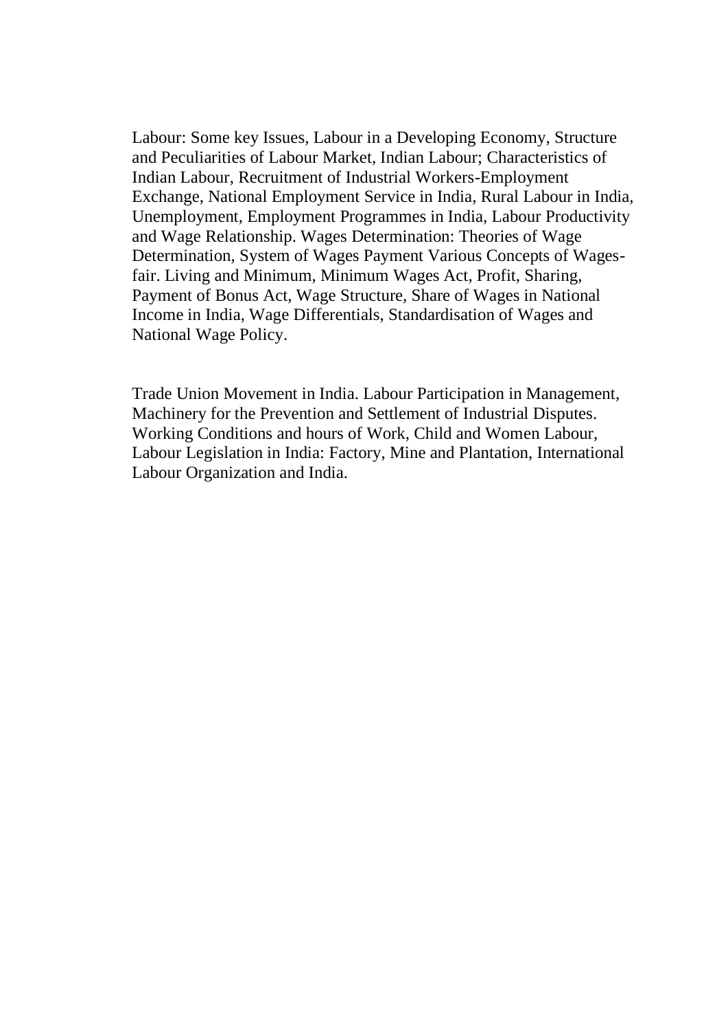Labour: Some key Issues, Labour in a Developing Economy, Structure and Peculiarities of Labour Market, Indian Labour; Characteristics of Indian Labour, Recruitment of Industrial Workers-Employment Exchange, National Employment Service in India, Rural Labour in India, Unemployment, Employment Programmes in India, Labour Productivity and Wage Relationship. Wages Determination: Theories of Wage Determination, System of Wages Payment Various Concepts of Wages-fair. Living and Minimum, Minimum Wages Act, Profit, Sharing, Payment of Bonus Act, Wage Structure, Share of Wages in National Income in India, Wage Differentials, Standardisation of Wages and National Wage Policy.

Trade Union Movement in India. Labour Participation in Management, Machinery for the Prevention and Settlement of Industrial Disputes. Working Conditions and hours of Work, Child and Women Labour, Labour Legislation in India: Factory, Mine and Plantation, International Labour Organization and India.